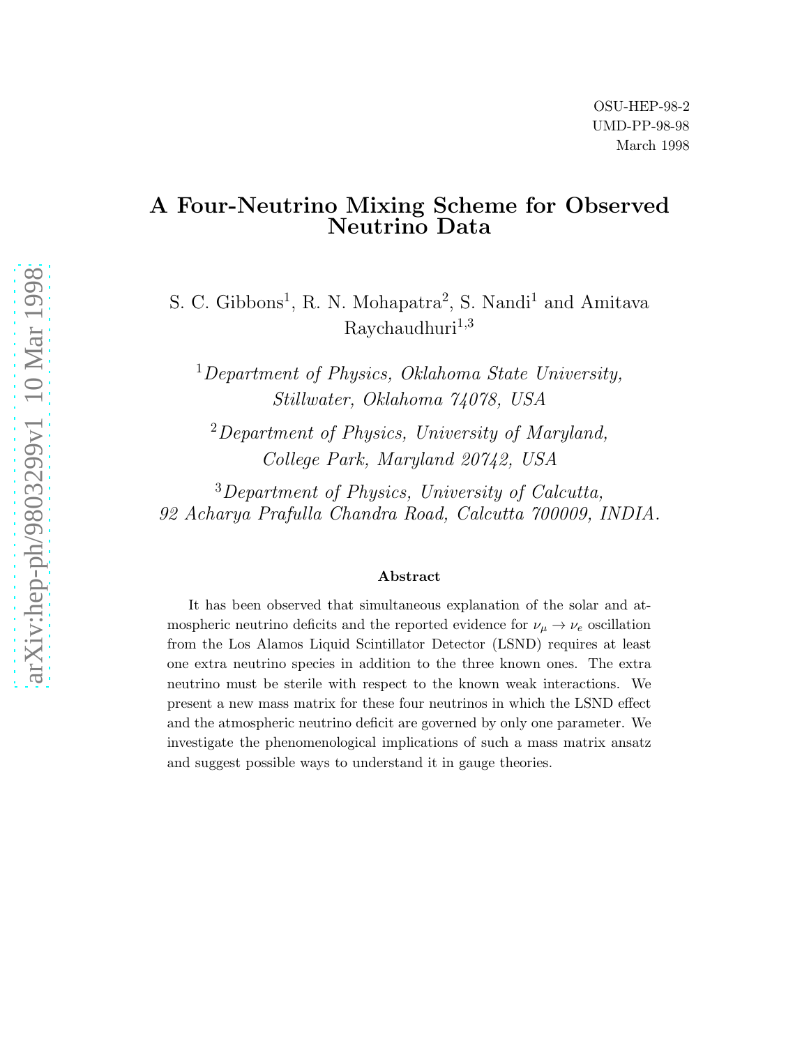OSU-HEP-98-2
UMD-PP-98-98
March 1998

# A Four-Neutrino Mixing Scheme for Observed Neutrino Data

S. C. Gibbons[1], R. N. Mohapatra[2], S. Nandi[1] and Amitava Raychaudhuri[1,3]

[1] *Department of Physics, Oklahoma State University, Stillwater, Oklahoma 74078, USA*

[2] *Department of Physics, University of Maryland, College Park, Maryland 20742, USA*

[3] *Department of Physics, University of Calcutta, 92 Acharya Prafulla Chandra Road, Calcutta 700009, INDIA.*

### Abstract

It has been observed that simultaneous explanation of the solar and atmospheric neutrino deficits and the reported evidence for $\nu_\mu \to \nu_e$ oscillation from the Los Alamos Liquid Scintillator Detector (LSND) requires at least one extra neutrino species in addition to the three known ones. The extra neutrino must be sterile with respect to the known weak interactions. We present a new mass matrix for these four neutrinos in which the LSND effect and the atmospheric neutrino deficit are governed by only one parameter. We investigate the phenomenological implications of such a mass matrix ansatz and suggest possible ways to understand it in gauge theories.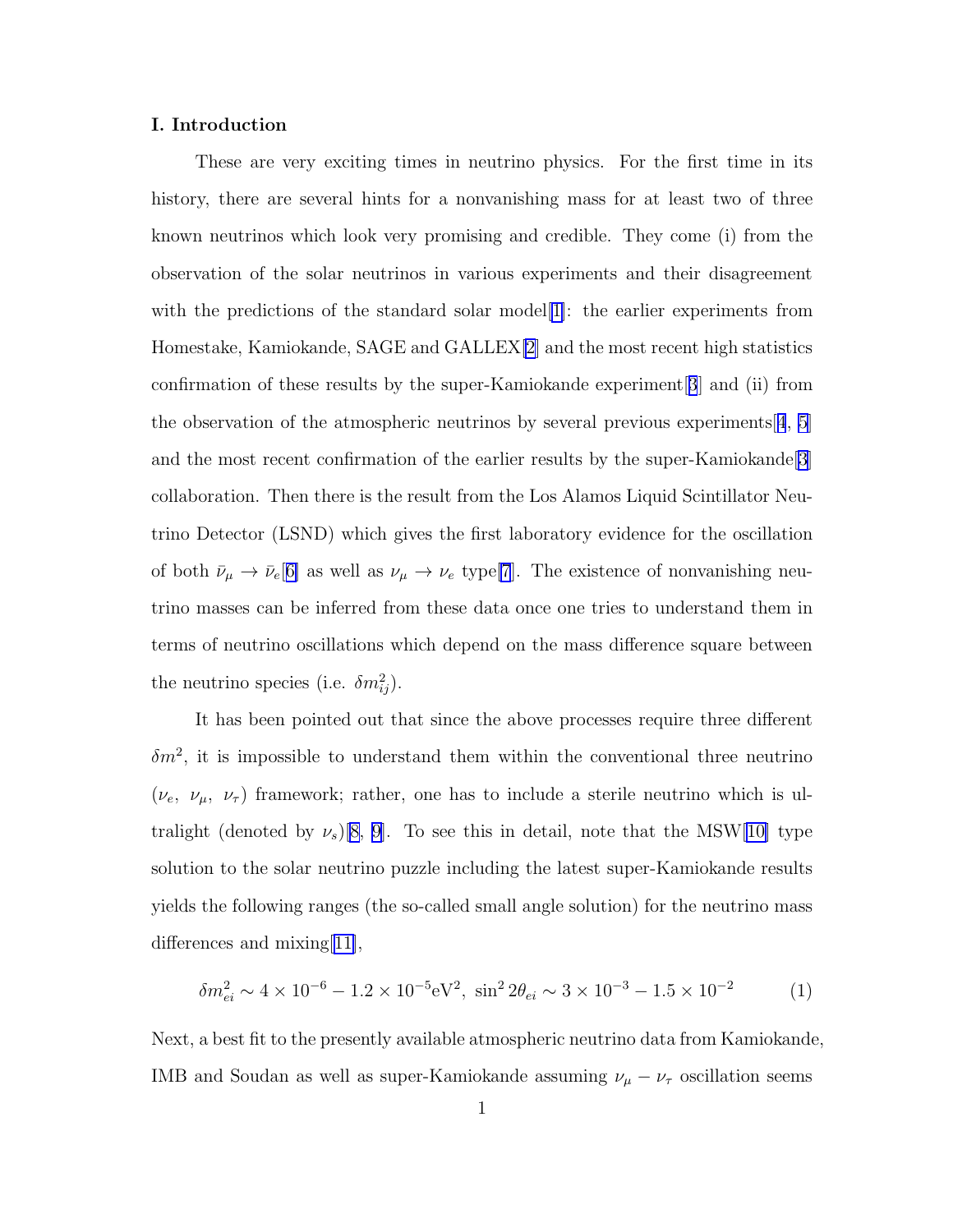## I. Introduction

These are very exciting times in neutrino physics. For the first time in its history, there are several hints for a nonvanishing mass for at least two of three known neutrinos which look very promising and credible. They come (i) from the observation of the solar neutrinos in various experiments and their disagreement with the predictions of the standard solar model[1]: the earlier experiments from Homestake, Kamiokande, SAGE and GALLEX[2] and the most recent high statistics confirmation of these results by the super-Kamiokande experiment[3] and (ii) from the observation of the atmospheric neutrinos by several previous experiments[4, 5] and the most recent confirmation of the earlier results by the super-Kamiokande[3] collaboration. Then there is the result from the Los Alamos Liquid Scintillator Neutrino Detector (LSND) which gives the first laboratory evidence for the oscillation of both $\bar{\nu}_\mu \to \bar{\nu}_e$[6] as well as $\nu_\mu \to \nu_e$ type[7]. The existence of nonvanishing neutrino masses can be inferred from these data once one tries to understand them in terms of neutrino oscillations which depend on the mass difference square between the neutrino species (i.e. $\delta m^2_{ij}$).

It has been pointed out that since the above processes require three different $\delta m^2$, it is impossible to understand them within the conventional three neutrino ($\nu_e,\ \nu_\mu,\ \nu_\tau$) framework; rather, one has to include a sterile neutrino which is ultralight (denoted by $\nu_s$)[8, 9]. To see this in detail, note that the MSW[10] type solution to the solar neutrino puzzle including the latest super-Kamiokande results yields the following ranges (the so-called small angle solution) for the neutrino mass differences and mixing[11],

$$\delta m^2_{ei} \sim 4 \times 10^{-6} - 1.2 \times 10^{-5} \text{eV}^2,\ \sin^2 2\theta_{ei} \sim 3 \times 10^{-3} - 1.5 \times 10^{-2} \tag{1}$$

Next, a best fit to the presently available atmospheric neutrino data from Kamiokande, IMB and Soudan as well as super-Kamiokande assuming $\nu_\mu - \nu_\tau$ oscillation seems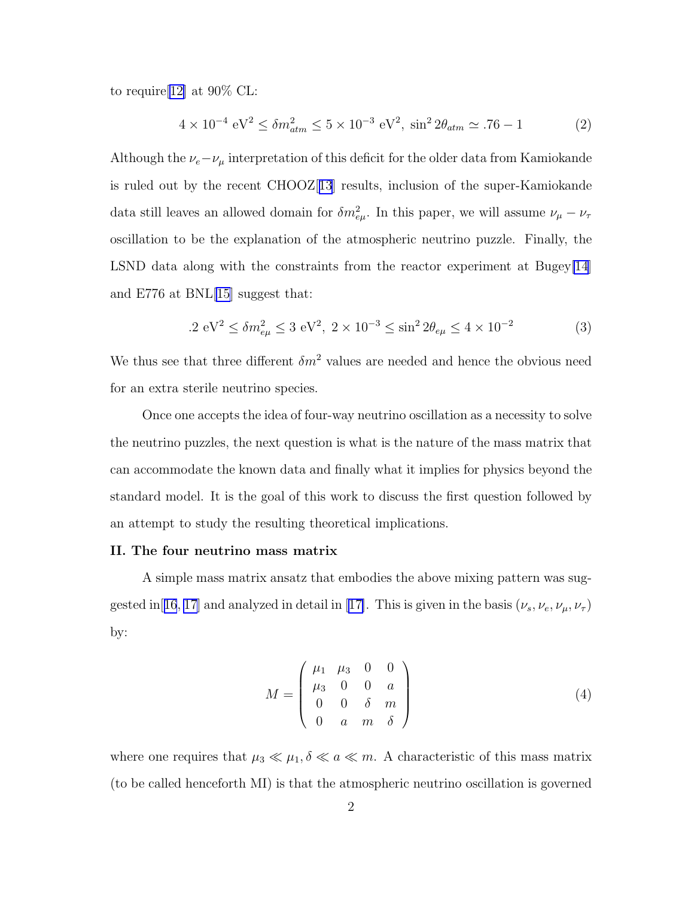to require[12] at 90% CL:

$$4 \times 10^{-4}\ \text{eV}^2 \leq \delta m^2_{atm} \leq 5 \times 10^{-3}\ \text{eV}^2,\ \sin^2 2\theta_{atm} \simeq .76 - 1 \tag{2}$$

Although the $\nu_e - \nu_\mu$ interpretation of this deficit for the older data from Kamiokande is ruled out by the recent CHOOZ[13] results, inclusion of the super-Kamiokande data still leaves an allowed domain for $\delta m^2_{e\mu}$. In this paper, we will assume $\nu_\mu - \nu_\tau$ oscillation to be the explanation of the atmospheric neutrino puzzle. Finally, the LSND data along with the constraints from the reactor experiment at Bugey[14] and E776 at BNL[15] suggest that:

$$.2\ \text{eV}^2 \leq \delta m^2_{e\mu} \leq 3\ \text{eV}^2,\ 2 \times 10^{-3} \leq \sin^2 2\theta_{e\mu} \leq 4 \times 10^{-2} \tag{3}$$

We thus see that three different $\delta m^2$ values are needed and hence the obvious need for an extra sterile neutrino species.

Once one accepts the idea of four-way neutrino oscillation as a necessity to solve the neutrino puzzles, the next question is what is the nature of the mass matrix that can accommodate the known data and finally what it implies for physics beyond the standard model. It is the goal of this work to discuss the first question followed by an attempt to study the resulting theoretical implications.

**II. The four neutrino mass matrix**

A simple mass matrix ansatz that embodies the above mixing pattern was suggested in[16, 17] and analyzed in detail in [17]. This is given in the basis $(\nu_s, \nu_e, \nu_\mu, \nu_\tau)$ by:

$$M = \begin{pmatrix} \mu_1 & \mu_3 & 0 & 0 \\ \mu_3 & 0 & 0 & a \\ 0 & 0 & \delta & m \\ 0 & a & m & \delta \end{pmatrix} \tag{4}$$

where one requires that $\mu_3 \ll \mu_1, \delta \ll a \ll m$. A characteristic of this mass matrix (to be called henceforth MI) is that the atmospheric neutrino oscillation is governed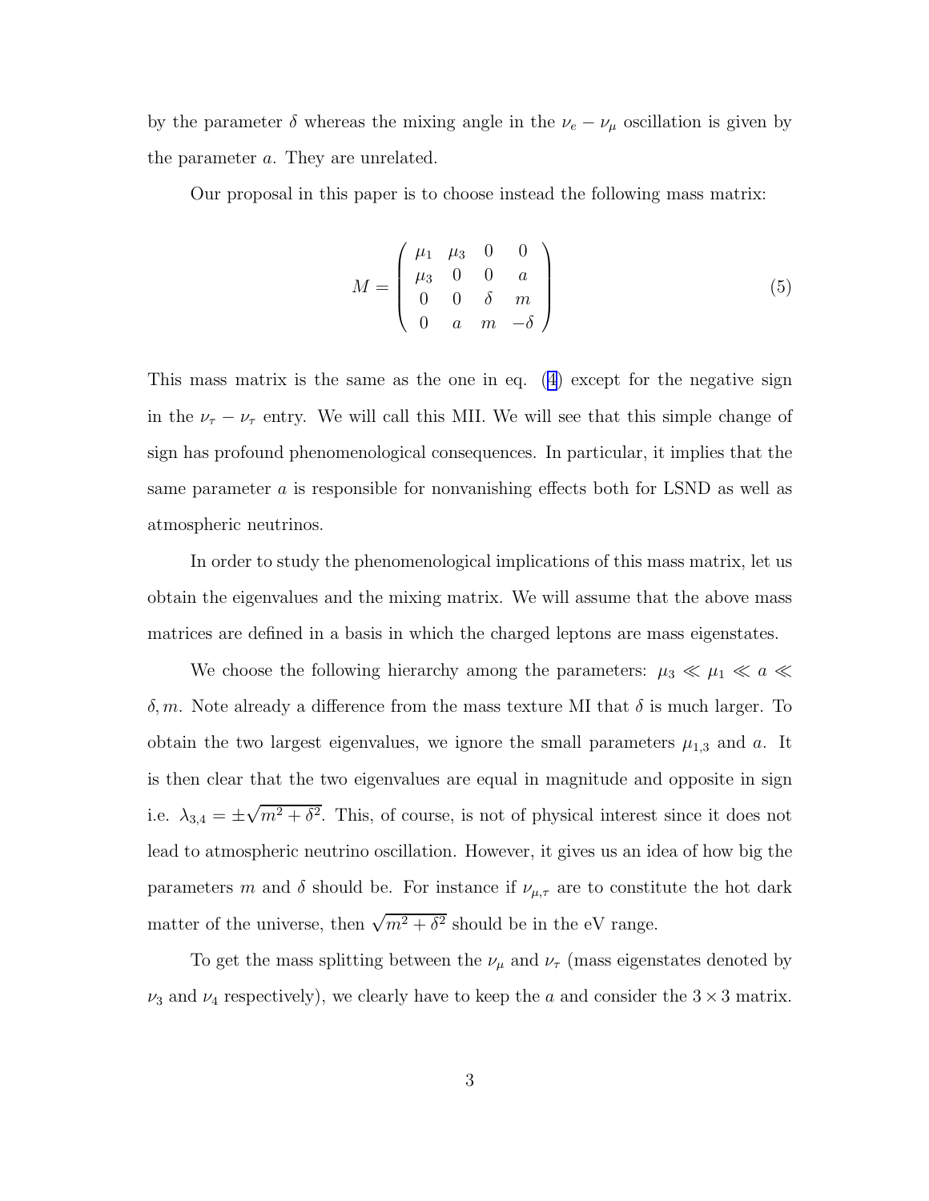by the parameter $\delta$ whereas the mixing angle in the $\nu_e - \nu_\mu$ oscillation is given by the parameter $a$. They are unrelated.

Our proposal in this paper is to choose instead the following mass matrix:

$$M = \begin{pmatrix} \mu_1 & \mu_3 & 0 & 0 \\ \mu_3 & 0 & 0 & a \\ 0 & 0 & \delta & m \\ 0 & a & m & -\delta \end{pmatrix} \tag{5}$$

This mass matrix is the same as the one in eq. (4) except for the negative sign in the $\nu_\tau - \nu_\tau$ entry. We will call this MII. We will see that this simple change of sign has profound phenomenological consequences. In particular, it implies that the same parameter $a$ is responsible for nonvanishing effects both for LSND as well as atmospheric neutrinos.

In order to study the phenomenological implications of this mass matrix, let us obtain the eigenvalues and the mixing matrix. We will assume that the above mass matrices are defined in a basis in which the charged leptons are mass eigenstates.

We choose the following hierarchy among the parameters: $\mu_3 \ll \mu_1 \ll a \ll \delta, m$. Note already a difference from the mass texture MI that $\delta$ is much larger. To obtain the two largest eigenvalues, we ignore the small parameters $\mu_{1,3}$ and $a$. It is then clear that the two eigenvalues are equal in magnitude and opposite in sign i.e. $\lambda_{3,4} = \pm\sqrt{m^2 + \delta^2}$. This, of course, is not of physical interest since it does not lead to atmospheric neutrino oscillation. However, it gives us an idea of how big the parameters $m$ and $\delta$ should be. For instance if $\nu_{\mu,\tau}$ are to constitute the hot dark matter of the universe, then $\sqrt{m^2 + \delta^2}$ should be in the eV range.

To get the mass splitting between the $\nu_\mu$ and $\nu_\tau$ (mass eigenstates denoted by $\nu_3$ and $\nu_4$ respectively), we clearly have to keep the $a$ and consider the $3 \times 3$ matrix.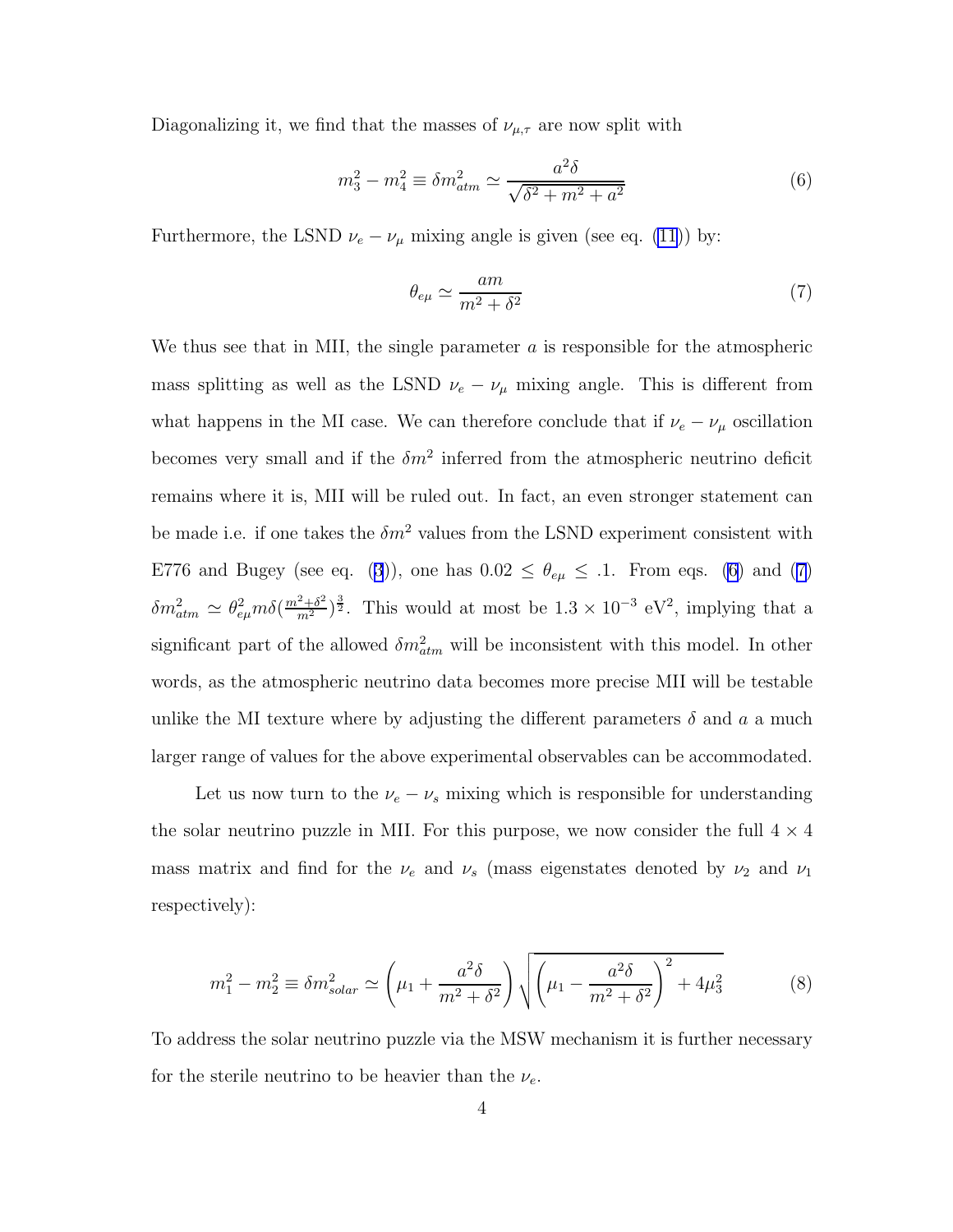Diagonalizing it, we find that the masses of $\nu_{\mu,\tau}$ are now split with

$$m_3^2 - m_4^2 \equiv \delta m_{atm}^2 \simeq \frac{a^2\delta}{\sqrt{\delta^2 + m^2 + a^2}} \tag{6}$$

Furthermore, the LSND $\nu_e - \nu_\mu$ mixing angle is given (see eq. (11)) by:

$$\theta_{e\mu} \simeq \frac{am}{m^2 + \delta^2} \tag{7}$$

We thus see that in MII, the single parameter $a$ is responsible for the atmospheric mass splitting as well as the LSND $\nu_e - \nu_\mu$ mixing angle. This is different from what happens in the MI case. We can therefore conclude that if $\nu_e - \nu_\mu$ oscillation becomes very small and if the $\delta m^2$ inferred from the atmospheric neutrino deficit remains where it is, MII will be ruled out. In fact, an even stronger statement can be made i.e. if one takes the $\delta m^2$ values from the LSND experiment consistent with E776 and Bugey (see eq. (3)), one has $0.02 \leq \theta_{e\mu} \leq .1$. From eqs. (6) and (7) $\delta m_{atm}^2 \simeq \theta_{e\mu}^2 m\delta(\frac{m^2+\delta^2}{m^2})^{\frac{3}{2}}$. This would at most be $1.3 \times 10^{-3}$ eV$^2$, implying that a significant part of the allowed $\delta m_{atm}^2$ will be inconsistent with this model. In other words, as the atmospheric neutrino data becomes more precise MII will be testable unlike the MI texture where by adjusting the different parameters $\delta$ and $a$ a much larger range of values for the above experimental observables can be accommodated.

Let us now turn to the $\nu_e - \nu_s$ mixing which is responsible for understanding the solar neutrino puzzle in MII. For this purpose, we now consider the full $4 \times 4$ mass matrix and find for the $\nu_e$ and $\nu_s$ (mass eigenstates denoted by $\nu_2$ and $\nu_1$ respectively):

$$m_1^2 - m_2^2 \equiv \delta m_{solar}^2 \simeq \left(\mu_1 + \frac{a^2\delta}{m^2 + \delta^2}\right)\sqrt{\left(\mu_1 - \frac{a^2\delta}{m^2+\delta^2}\right)^2 + 4\mu_3^2} \tag{8}$$

To address the solar neutrino puzzle via the MSW mechanism it is further necessary for the sterile neutrino to be heavier than the $\nu_e$.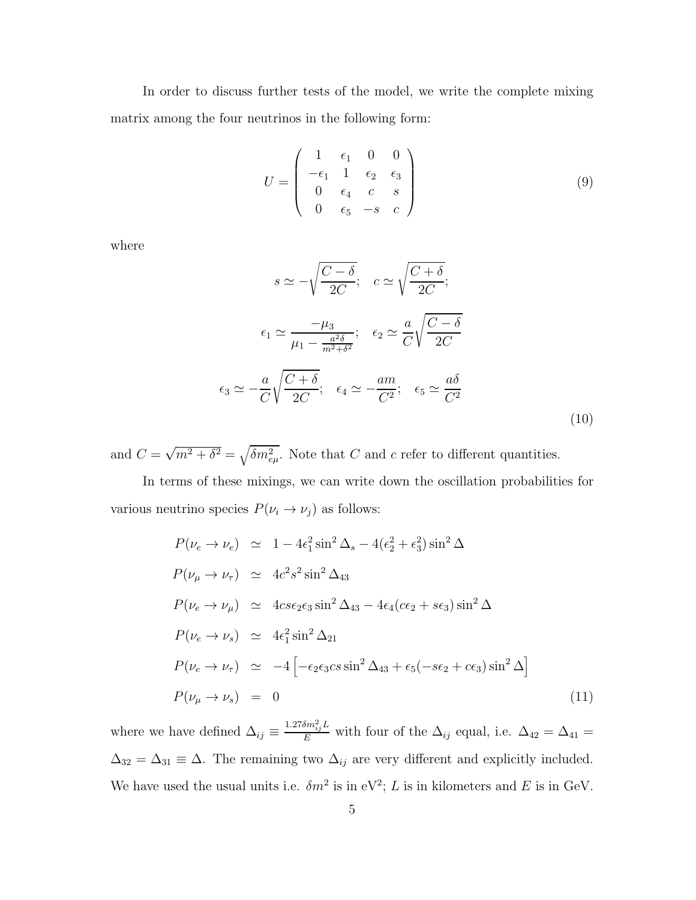In order to discuss further tests of the model, we write the complete mixing matrix among the four neutrinos in the following form:

$$U = \begin{pmatrix} 1 & \epsilon_1 & 0 & 0 \\ -\epsilon_1 & 1 & \epsilon_2 & \epsilon_3 \\ 0 & \epsilon_4 & c & s \\ 0 & \epsilon_5 & -s & c \end{pmatrix} \tag{9}$$

where

$$s \simeq -\sqrt{\frac{C-\delta}{2C}}; \quad c \simeq \sqrt{\frac{C+\delta}{2C}};$$

$$\epsilon_1 \simeq \frac{-\mu_3}{\mu_1 - \frac{a^2\delta}{m^2+\delta^2}}; \quad \epsilon_2 \simeq \frac{a}{C}\sqrt{\frac{C-\delta}{2C}}$$

$$\epsilon_3 \simeq -\frac{a}{C}\sqrt{\frac{C+\delta}{2C}}; \quad \epsilon_4 \simeq -\frac{am}{C^2}; \quad \epsilon_5 \simeq \frac{a\delta}{C^2} \tag{10}$$

and $C = \sqrt{m^2+\delta^2} = \sqrt{\delta m^2_{e\mu}}$. Note that $C$ and $c$ refer to different quantities.

In terms of these mixings, we can write down the oscillation probabilities for various neutrino species $P(\nu_i \to \nu_j)$ as follows:

$$\begin{aligned}
P(\nu_e \to \nu_e) &\simeq 1 - 4\epsilon_1^2 \sin^2 \Delta_s - 4(\epsilon_2^2 + \epsilon_3^2)\sin^2 \Delta \\
P(\nu_\mu \to \nu_\tau) &\simeq 4c^2 s^2 \sin^2 \Delta_{43} \\
P(\nu_e \to \nu_\mu) &\simeq 4cs\epsilon_2\epsilon_3 \sin^2 \Delta_{43} - 4\epsilon_4(c\epsilon_2 + s\epsilon_3)\sin^2 \Delta \\
P(\nu_e \to \nu_s) &\simeq 4\epsilon_1^2 \sin^2 \Delta_{21} \\
P(\nu_e \to \nu_\tau) &\simeq -4\left[-\epsilon_2\epsilon_3 cs \sin^2 \Delta_{43} + \epsilon_5(-s\epsilon_2 + c\epsilon_3)\sin^2 \Delta\right] \\
P(\nu_\mu \to \nu_s) &= 0
\end{aligned} \tag{11}$$

where we have defined $\Delta_{ij} \equiv \frac{1.27\delta m^2_{ij} L}{E}$ with four of the $\Delta_{ij}$ equal, i.e. $\Delta_{42} = \Delta_{41} = \Delta_{32} = \Delta_{31} \equiv \Delta$. The remaining two $\Delta_{ij}$ are very different and explicitly included. We have used the usual units i.e. $\delta m^2$ is in $\text{eV}^2$; $L$ is in kilometers and $E$ is in GeV.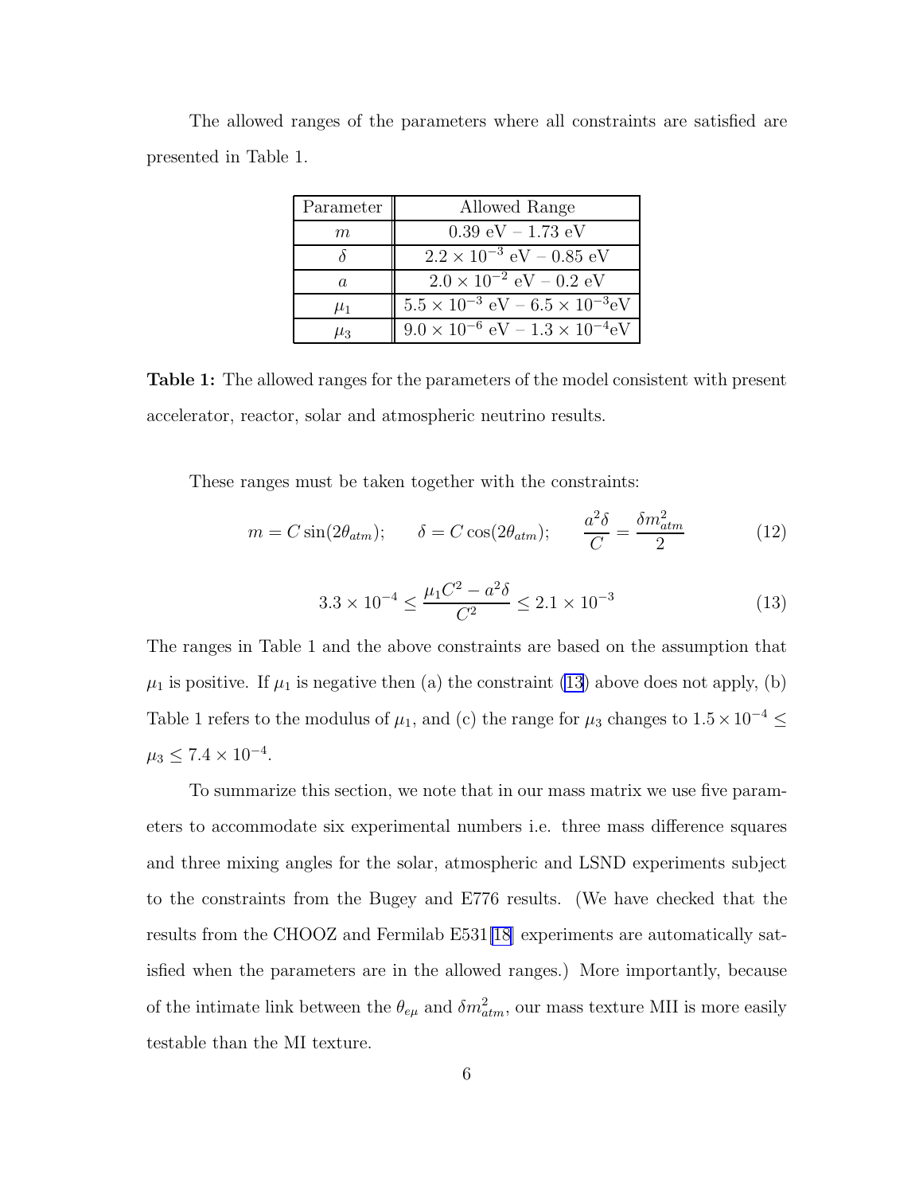The allowed ranges of the parameters where all constraints are satisfied are presented in Table 1.

| Parameter | Allowed Range |
| --- | --- |
| $m$ | 0.39 eV – 1.73 eV |
| $\delta$ | $2.2 \times 10^{-3}$ eV – 0.85 eV |
| $a$ | $2.0 \times 10^{-2}$ eV – 0.2 eV |
| $\mu_1$ | $5.5 \times 10^{-3}$ eV – $6.5 \times 10^{-3}$eV |
| $\mu_3$ | $9.0 \times 10^{-6}$ eV – $1.3 \times 10^{-4}$eV |

**Table 1:** The allowed ranges for the parameters of the model consistent with present accelerator, reactor, solar and atmospheric neutrino results.

These ranges must be taken together with the constraints:

$$m = C \sin(2\theta_{atm}); \qquad \delta = C \cos(2\theta_{atm}); \qquad \frac{a^2 \delta}{C} = \frac{\delta m^2_{atm}}{2} \tag{12}$$

$$3.3 \times 10^{-4} \leq \frac{\mu_1 C^2 - a^2 \delta}{C^2} \leq 2.1 \times 10^{-3} \tag{13}$$

The ranges in Table 1 and the above constraints are based on the assumption that $\mu_1$ is positive. If $\mu_1$ is negative then (a) the constraint (13) above does not apply, (b) Table 1 refers to the modulus of $\mu_1$, and (c) the range for $\mu_3$ changes to $1.5 \times 10^{-4} \leq \mu_3 \leq 7.4 \times 10^{-4}$.

To summarize this section, we note that in our mass matrix we use five parameters to accommodate six experimental numbers i.e. three mass difference squares and three mixing angles for the solar, atmospheric and LSND experiments subject to the constraints from the Bugey and E776 results. (We have checked that the results from the CHOOZ and Fermilab E531[18] experiments are automatically satisfied when the parameters are in the allowed ranges.) More importantly, because of the intimate link between the $\theta_{e\mu}$ and $\delta m^2_{atm}$, our mass texture MII is more easily testable than the MI texture.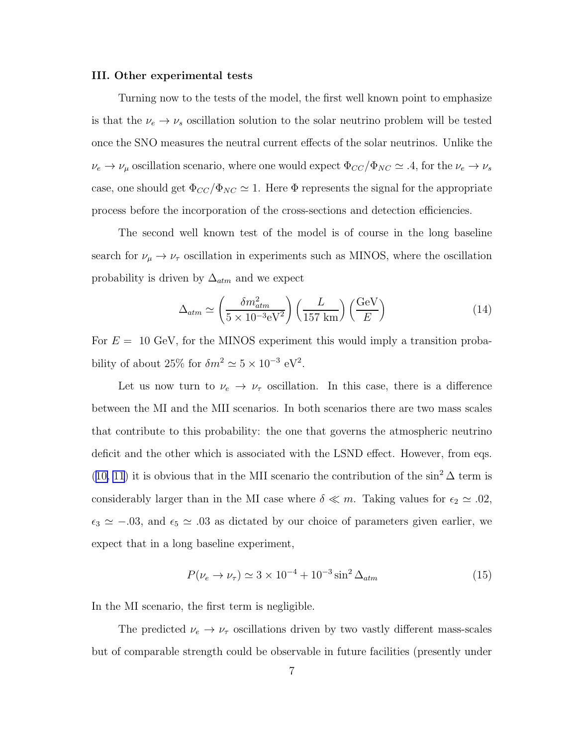### III. Other experimental tests

Turning now to the tests of the model, the first well known point to emphasize is that the $\nu_e \to \nu_s$ oscillation solution to the solar neutrino problem will be tested once the SNO measures the neutral current effects of the solar neutrinos. Unlike the $\nu_e \to \nu_\mu$ oscillation scenario, where one would expect $\Phi_{CC}/\Phi_{NC} \simeq .4$, for the $\nu_e \to \nu_s$ case, one should get $\Phi_{CC}/\Phi_{NC} \simeq 1$. Here $\Phi$ represents the signal for the appropriate process before the incorporation of the cross-sections and detection efficiencies.

The second well known test of the model is of course in the long baseline search for $\nu_\mu \to \nu_\tau$ oscillation in experiments such as MINOS, where the oscillation probability is driven by $\Delta_{atm}$ and we expect

$$\Delta_{atm} \simeq \left(\frac{\delta m^2_{atm}}{5 \times 10^{-3}\text{eV}^2}\right)\left(\frac{L}{157 \text{ km}}\right)\left(\frac{\text{GeV}}{E}\right) \tag{14}$$

For $E =$ 10 GeV, for the MINOS experiment this would imply a transition probability of about 25% for $\delta m^2 \simeq 5 \times 10^{-3}$ eV$^2$.

Let us now turn to $\nu_e \to \nu_\tau$ oscillation. In this case, there is a difference between the MI and the MII scenarios. In both scenarios there are two mass scales that contribute to this probability: the one that governs the atmospheric neutrino deficit and the other which is associated with the LSND effect. However, from eqs. (10, 11) it is obvious that in the MII scenario the contribution of the $\sin^2 \Delta$ term is considerably larger than in the MI case where $\delta \ll m$. Taking values for $\epsilon_2 \simeq .02$, $\epsilon_3 \simeq -.03$, and $\epsilon_5 \simeq .03$ as dictated by our choice of parameters given earlier, we expect that in a long baseline experiment,

$$P(\nu_e \to \nu_\tau) \simeq 3 \times 10^{-4} + 10^{-3} \sin^2 \Delta_{atm} \tag{15}$$

In the MI scenario, the first term is negligible.

The predicted $\nu_e \to \nu_\tau$ oscillations driven by two vastly different mass-scales but of comparable strength could be observable in future facilities (presently under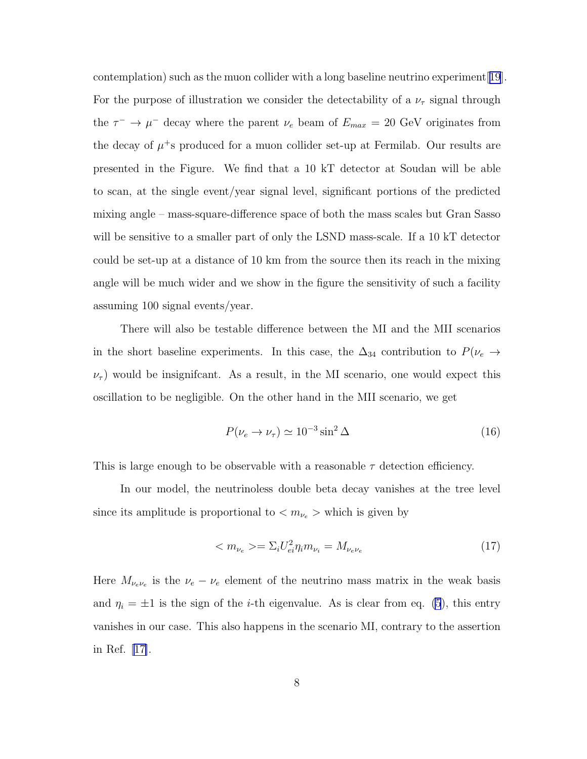contemplation) such as the muon collider with a long baseline neutrino experiment[19]. For the purpose of illustration we consider the detectability of a $\nu_\tau$ signal through the $\tau^- \to \mu^-$ decay where the parent $\nu_e$ beam of $E_{max} = 20$ GeV originates from the decay of $\mu^+$s produced for a muon collider set-up at Fermilab. Our results are presented in the Figure. We find that a 10 kT detector at Soudan will be able to scan, at the single event/year signal level, significant portions of the predicted mixing angle – mass-square-difference space of both the mass scales but Gran Sasso will be sensitive to a smaller part of only the LSND mass-scale. If a 10 kT detector could be set-up at a distance of 10 km from the source then its reach in the mixing angle will be much wider and we show in the figure the sensitivity of such a facility assuming 100 signal events/year.

There will also be testable difference between the MI and the MII scenarios in the short baseline experiments. In this case, the $\Delta_{34}$ contribution to $P(\nu_e \to \nu_\tau)$ would be insignifcant. As a result, in the MI scenario, one would expect this oscillation to be negligible. On the other hand in the MII scenario, we get

$$P(\nu_e \to \nu_\tau) \simeq 10^{-3} \sin^2 \Delta \tag{16}$$

This is large enough to be observable with a reasonable $\tau$ detection efficiency.

In our model, the neutrinoless double beta decay vanishes at the tree level since its amplitude is proportional to $< m_{\nu_e} >$ which is given by

$$< m_{\nu_e} > = \Sigma_i U_{ei}^2 \eta_i m_{\nu_i} = M_{\nu_e \nu_e} \tag{17}$$

Here $M_{\nu_e \nu_e}$ is the $\nu_e - \nu_e$ element of the neutrino mass matrix in the weak basis and $\eta_i = \pm 1$ is the sign of the $i$-th eigenvalue. As is clear from eq. (5), this entry vanishes in our case. This also happens in the scenario MI, contrary to the assertion in Ref. [17].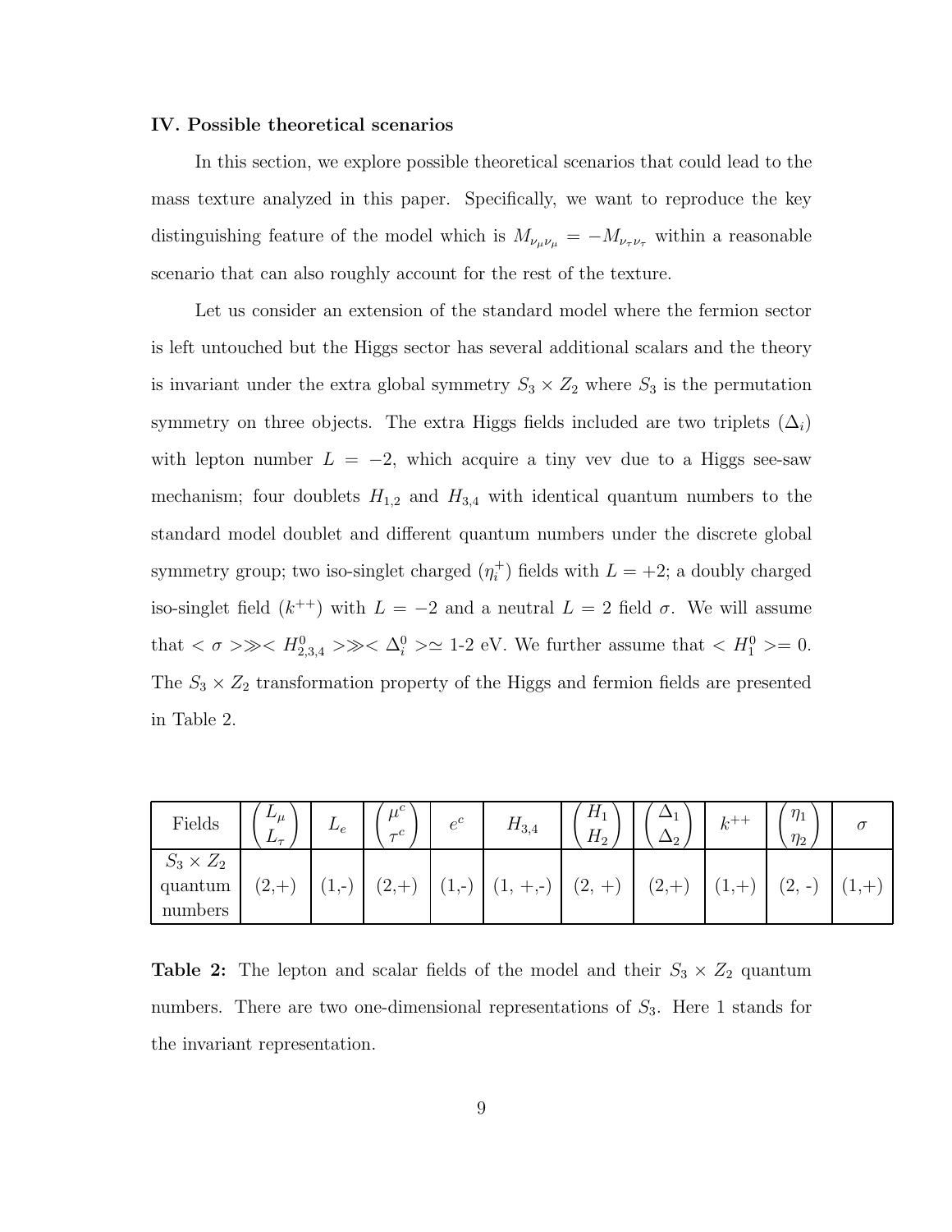### IV. Possible theoretical scenarios

In this section, we explore possible theoretical scenarios that could lead to the mass texture analyzed in this paper. Specifically, we want to reproduce the key distinguishing feature of the model which is $M_{\nu_\mu \nu_\mu} = -M_{\nu_\tau \nu_\tau}$ within a reasonable scenario that can also roughly account for the rest of the texture.

Let us consider an extension of the standard model where the fermion sector is left untouched but the Higgs sector has several additional scalars and the theory is invariant under the extra global symmetry $S_3 \times Z_2$ where $S_3$ is the permutation symmetry on three objects. The extra Higgs fields included are two triplets ($\Delta_i$) with lepton number $L = -2$, which acquire a tiny vev due to a Higgs see-saw mechanism; four doublets $H_{1,2}$ and $H_{3,4}$ with identical quantum numbers to the standard model doublet and different quantum numbers under the discrete global symmetry group; two iso-singlet charged ($\eta_i^+$) fields with $L = +2$; a doubly charged iso-singlet field ($k^{++}$) with $L = -2$ and a neutral $L = 2$ field $\sigma$. We will assume that $<\sigma> \gg < H^0_{2,3,4} > \gg < \Delta^0_i > \simeq$ 1-2 eV. We further assume that $< H^0_1 >= 0$. The $S_3 \times Z_2$ transformation property of the Higgs and fermion fields are presented in Table 2.

| Fields | $\begin{pmatrix} L_\mu \\ L_\tau \end{pmatrix}$ | $L_e$ | $\begin{pmatrix} \mu^c \\ \tau^c \end{pmatrix}$ | $e^c$ | $H_{3,4}$ | $\begin{pmatrix} H_1 \\ H_2 \end{pmatrix}$ | $\begin{pmatrix} \Delta_1 \\ \Delta_2 \end{pmatrix}$ | $k^{++}$ | $\begin{pmatrix} \eta_1 \\ \eta_2 \end{pmatrix}$ | $\sigma$ |
|---|---|---|---|---|---|---|---|---|---|---|
| $S_3 \times Z_2$ quantum numbers | (2,+) | (1,-) | (2,+) | (1,-) | (1, +,-) | (2, +) | (2,+) | (1,+) | (2, -) | (1,+) |

**Table 2:** The lepton and scalar fields of the model and their $S_3 \times Z_2$ quantum numbers. There are two one-dimensional representations of $S_3$. Here 1 stands for the invariant representation.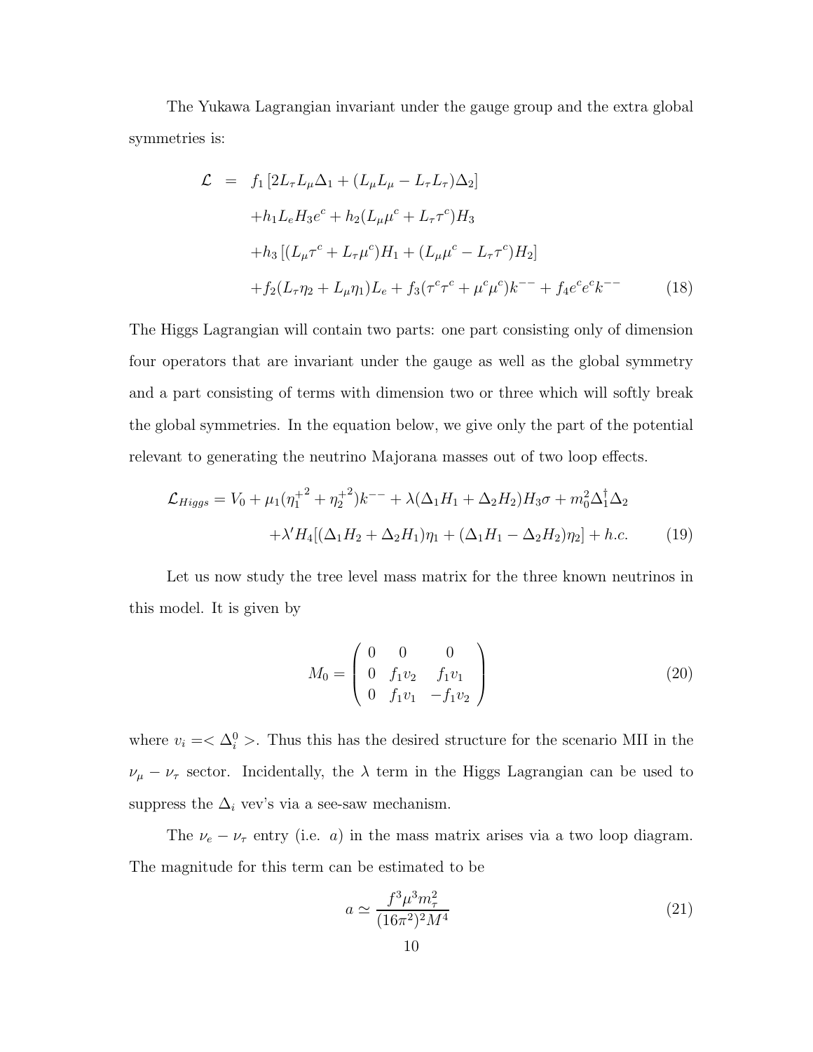The Yukawa Lagrangian invariant under the gauge group and the extra global symmetries is:

$$
\begin{aligned}
\mathcal{L} \;=\;& f_1 \left[2L_\tau L_\mu \Delta_1 + (L_\mu L_\mu - L_\tau L_\tau)\Delta_2\right] \\
&+ h_1 L_e H_3 e^c + h_2 (L_\mu \mu^c + L_\tau \tau^c) H_3 \\
&+ h_3 \left[(L_\mu \tau^c + L_\tau \mu^c) H_1 + (L_\mu \mu^c - L_\tau \tau^c) H_2\right] \\
&+ f_2 (L_\tau \eta_2 + L_\mu \eta_1) L_e + f_3 (\tau^c \tau^c + \mu^c \mu^c) k^{--} + f_4 e^c e^c k^{--} \qquad (18)
\end{aligned}
$$

The Higgs Lagrangian will contain two parts: one part consisting only of dimension four operators that are invariant under the gauge as well as the global symmetry and a part consisting of terms with dimension two or three which will softly break the global symmetries. In the equation below, we give only the part of the potential relevant to generating the neutrino Majorana masses out of two loop effects.

$$
\begin{aligned}
\mathcal{L}_{Higgs} = & V_0 + \mu_1 ({\eta_1^+}^2 + {\eta_2^+}^2) k^{--} + \lambda (\Delta_1 H_1 + \Delta_2 H_2) H_3 \sigma + m_0^2 \Delta_1^\dagger \Delta_2 \\
& + \lambda' H_4 [(\Delta_1 H_2 + \Delta_2 H_1)\eta_1 + (\Delta_1 H_1 - \Delta_2 H_2)\eta_2] + h.c. \qquad (19)
\end{aligned}
$$

Let us now study the tree level mass matrix for the three known neutrinos in this model. It is given by

$$
M_0 = \begin{pmatrix} 0 & 0 & 0 \\ 0 & f_1 v_2 & f_1 v_1 \\ 0 & f_1 v_1 & -f_1 v_2 \end{pmatrix} \qquad (20)
$$

where $v_i = <\Delta_i^0>$. Thus this has the desired structure for the scenario MII in the $\nu_\mu - \nu_\tau$ sector. Incidentally, the $\lambda$ term in the Higgs Lagrangian can be used to suppress the $\Delta_i$ vev's via a see-saw mechanism.

The $\nu_e - \nu_\tau$ entry (i.e. $a$) in the mass matrix arises via a two loop diagram. The magnitude for this term can be estimated to be

$$
a \simeq \frac{f^3 \mu^3 m_\tau^2}{(16\pi^2)^2 M^4} \qquad (21)
$$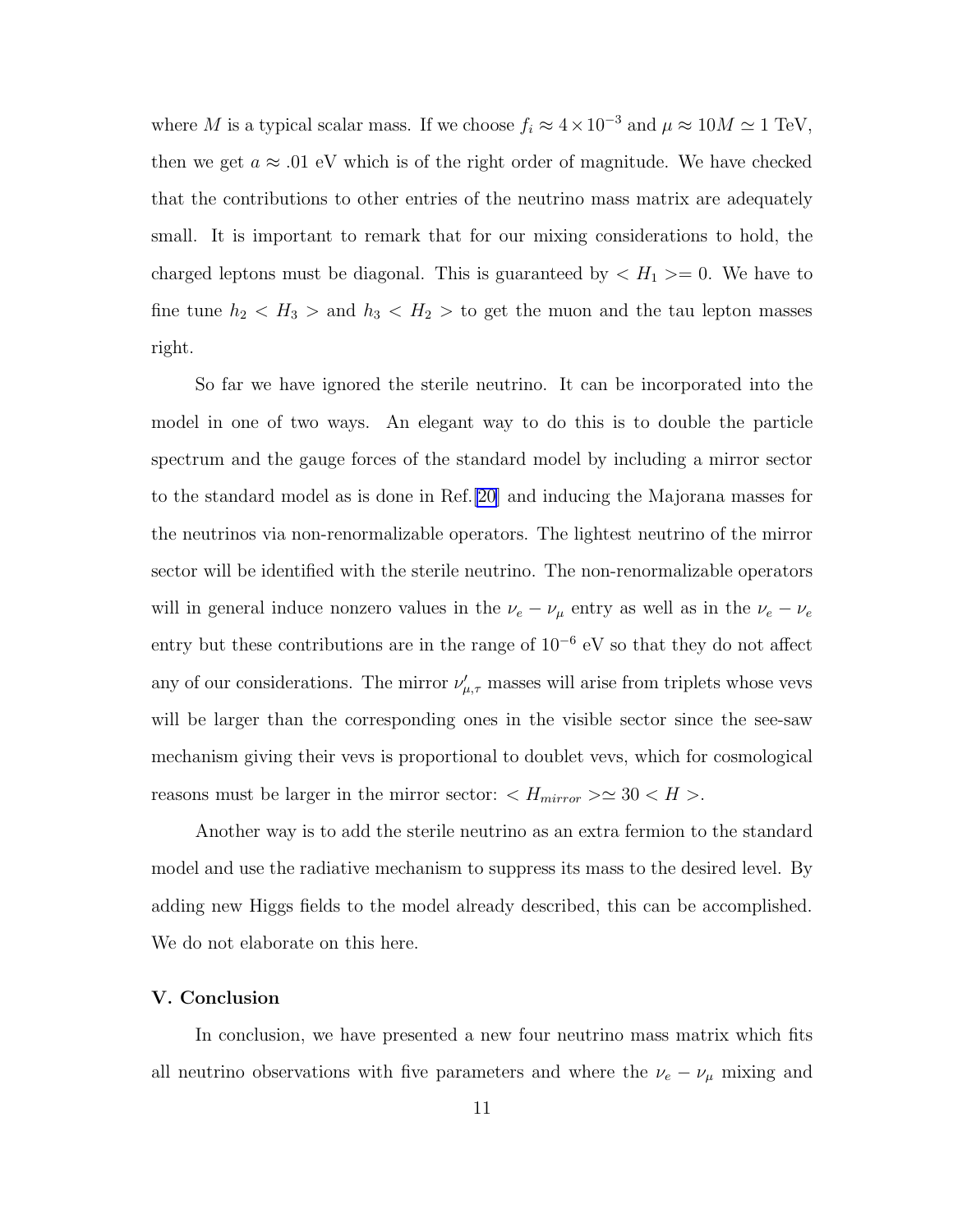where $M$ is a typical scalar mass. If we choose $f_i \approx 4 \times 10^{-3}$ and $\mu \approx 10M \simeq 1$ TeV, then we get $a \approx .01$ eV which is of the right order of magnitude. We have checked that the contributions to other entries of the neutrino mass matrix are adequately small. It is important to remark that for our mixing considerations to hold, the charged leptons must be diagonal. This is guaranteed by $< H_1 >= 0$. We have to fine tune $h_2 < H_3 >$ and $h_3 < H_2 >$ to get the muon and the tau lepton masses right.

So far we have ignored the sterile neutrino. It can be incorporated into the model in one of two ways. An elegant way to do this is to double the particle spectrum and the gauge forces of the standard model by including a mirror sector to the standard model as is done in Ref.[20] and inducing the Majorana masses for the neutrinos via non-renormalizable operators. The lightest neutrino of the mirror sector will be identified with the sterile neutrino. The non-renormalizable operators will in general induce nonzero values in the $\nu_e - \nu_\mu$ entry as well as in the $\nu_e - \nu_e$ entry but these contributions are in the range of $10^{-6}$ eV so that they do not affect any of our considerations. The mirror $\nu'_{\mu,\tau}$ masses will arise from triplets whose vevs will be larger than the corresponding ones in the visible sector since the see-saw mechanism giving their vevs is proportional to doublet vevs, which for cosmological reasons must be larger in the mirror sector: $< H_{mirror} > \simeq 30 < H >$.

Another way is to add the sterile neutrino as an extra fermion to the standard model and use the radiative mechanism to suppress its mass to the desired level. By adding new Higgs fields to the model already described, this can be accomplished. We do not elaborate on this here.

### V. Conclusion

In conclusion, we have presented a new four neutrino mass matrix which fits all neutrino observations with five parameters and where the $\nu_e - \nu_\mu$ mixing and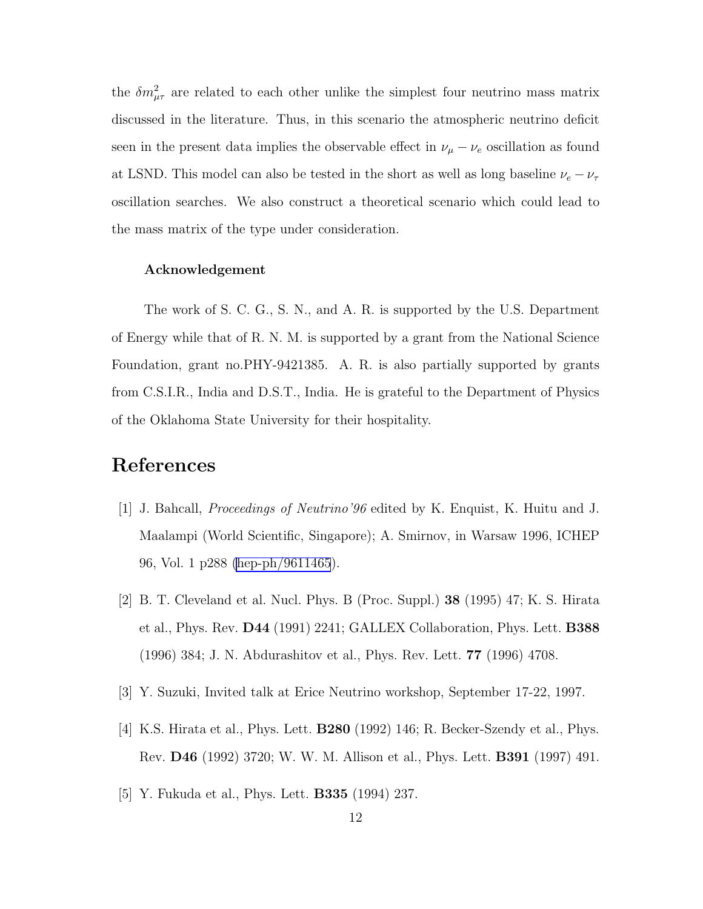the $\delta m^2_{\mu\tau}$ are related to each other unlike the simplest four neutrino mass matrix discussed in the literature. Thus, in this scenario the atmospheric neutrino deficit seen in the present data implies the observable effect in $\nu_\mu - \nu_e$ oscillation as found at LSND. This model can also be tested in the short as well as long baseline $\nu_e - \nu_\tau$ oscillation searches. We also construct a theoretical scenario which could lead to the mass matrix of the type under consideration.

**Acknowledgement**

The work of S. C. G., S. N., and A. R. is supported by the U.S. Department of Energy while that of R. N. M. is supported by a grant from the National Science Foundation, grant no.PHY-9421385. A. R. is also partially supported by grants from C.S.I.R., India and D.S.T., India. He is grateful to the Department of Physics of the Oklahoma State University for their hospitality.

# References

[1] J. Bahcall, *Proceedings of Neutrino'96* edited by K. Enquist, K. Huitu and J. Maalampi (World Scientific, Singapore); A. Smirnov, in Warsaw 1996, ICHEP 96, Vol. 1 p288 (hep-ph/9611465).

[2] B. T. Cleveland et al. Nucl. Phys. B (Proc. Suppl.) **38** (1995) 47; K. S. Hirata et al., Phys. Rev. **D44** (1991) 2241; GALLEX Collaboration, Phys. Lett. **B388** (1996) 384; J. N. Abdurashitov et al., Phys. Rev. Lett. **77** (1996) 4708.

[3] Y. Suzuki, Invited talk at Erice Neutrino workshop, September 17-22, 1997.

[4] K.S. Hirata et al., Phys. Lett. **B280** (1992) 146; R. Becker-Szendy et al., Phys. Rev. **D46** (1992) 3720; W. W. M. Allison et al., Phys. Lett. **B391** (1997) 491.

[5] Y. Fukuda et al., Phys. Lett. **B335** (1994) 237.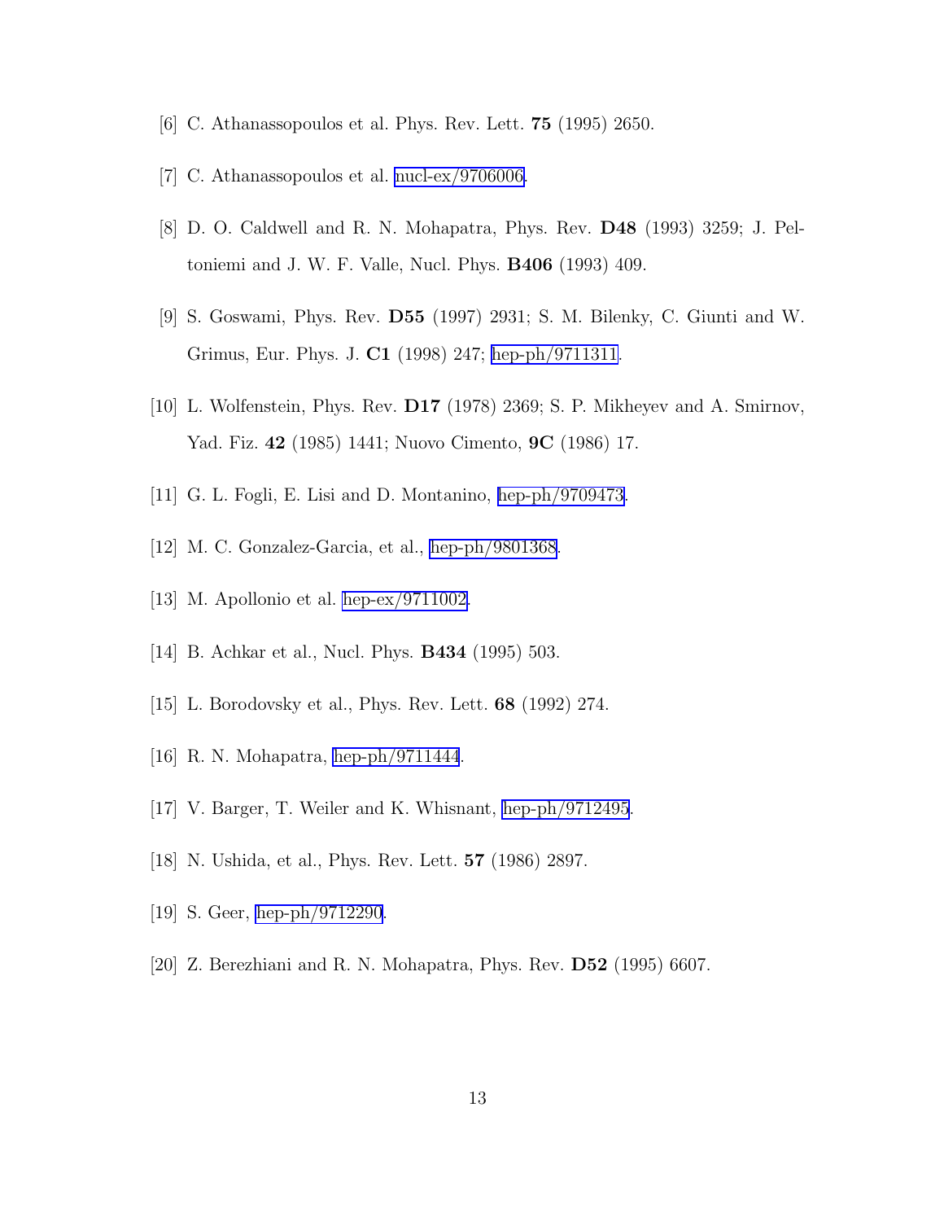[6] C. Athanassopoulos et al. Phys. Rev. Lett. **75** (1995) 2650.

[7] C. Athanassopoulos et al. nucl-ex/9706006.

[8] D. O. Caldwell and R. N. Mohapatra, Phys. Rev. **D48** (1993) 3259; J. Peltoniemi and J. W. F. Valle, Nucl. Phys. **B406** (1993) 409.

[9] S. Goswami, Phys. Rev. **D55** (1997) 2931; S. M. Bilenky, C. Giunti and W. Grimus, Eur. Phys. J. **C1** (1998) 247; hep-ph/9711311.

[10] L. Wolfenstein, Phys. Rev. **D17** (1978) 2369; S. P. Mikheyev and A. Smirnov, Yad. Fiz. **42** (1985) 1441; Nuovo Cimento, **9C** (1986) 17.

[11] G. L. Fogli, E. Lisi and D. Montanino, hep-ph/9709473.

[12] M. C. Gonzalez-Garcia, et al., hep-ph/9801368.

[13] M. Apollonio et al. hep-ex/9711002.

[14] B. Achkar et al., Nucl. Phys. **B434** (1995) 503.

[15] L. Borodovsky et al., Phys. Rev. Lett. **68** (1992) 274.

[16] R. N. Mohapatra, hep-ph/9711444.

[17] V. Barger, T. Weiler and K. Whisnant, hep-ph/9712495.

[18] N. Ushida, et al., Phys. Rev. Lett. **57** (1986) 2897.

[19] S. Geer, hep-ph/9712290.

[20] Z. Berezhiani and R. N. Mohapatra, Phys. Rev. **D52** (1995) 6607.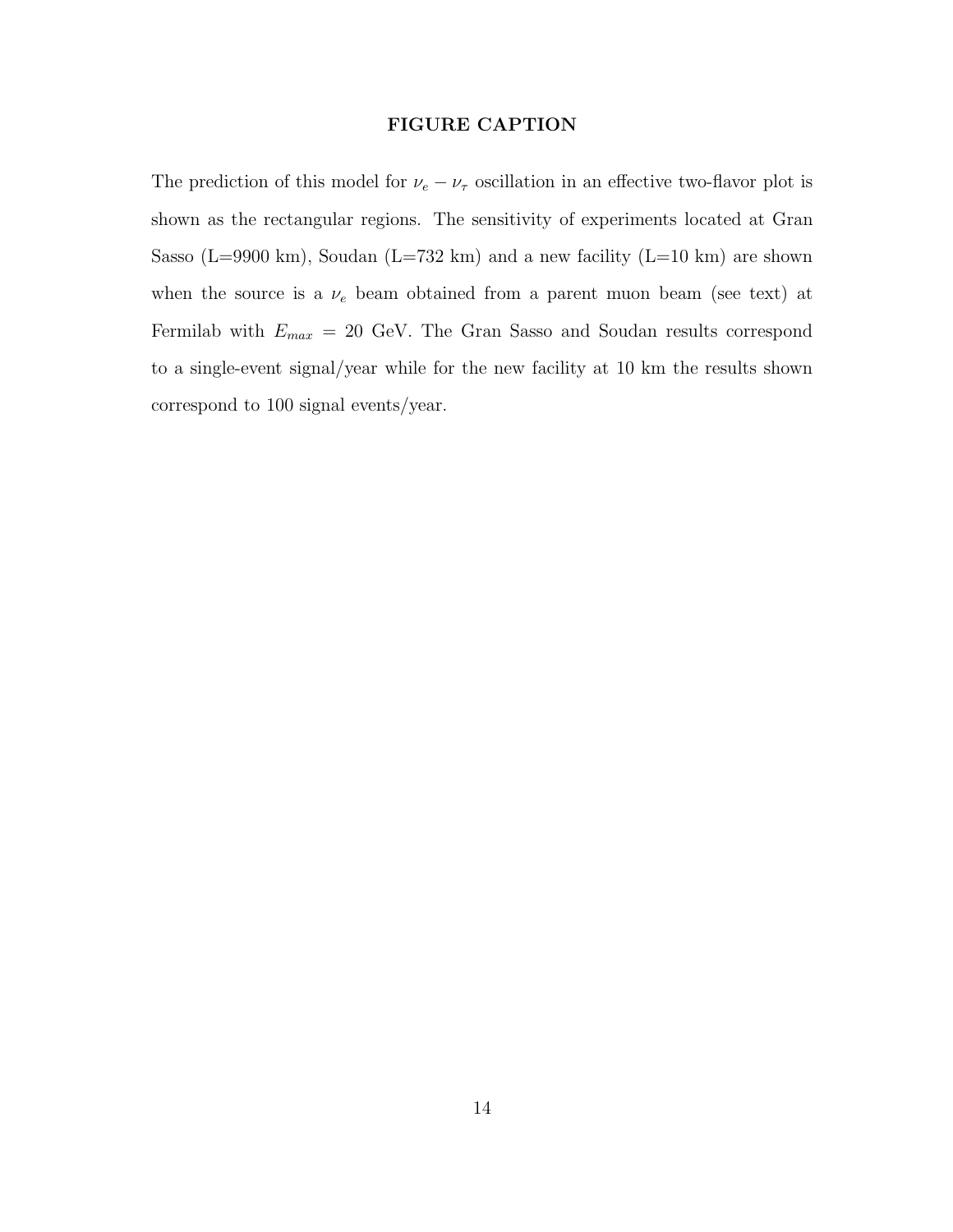## FIGURE CAPTION

The prediction of this model for $\nu_e - \nu_\tau$ oscillation in an effective two-flavor plot is shown as the rectangular regions. The sensitivity of experiments located at Gran Sasso (L=9900 km), Soudan (L=732 km) and a new facility (L=10 km) are shown when the source is a $\nu_e$ beam obtained from a parent muon beam (see text) at Fermilab with $E_{max} = 20$ GeV. The Gran Sasso and Soudan results correspond to a single-event signal/year while for the new facility at 10 km the results shown correspond to 100 signal events/year.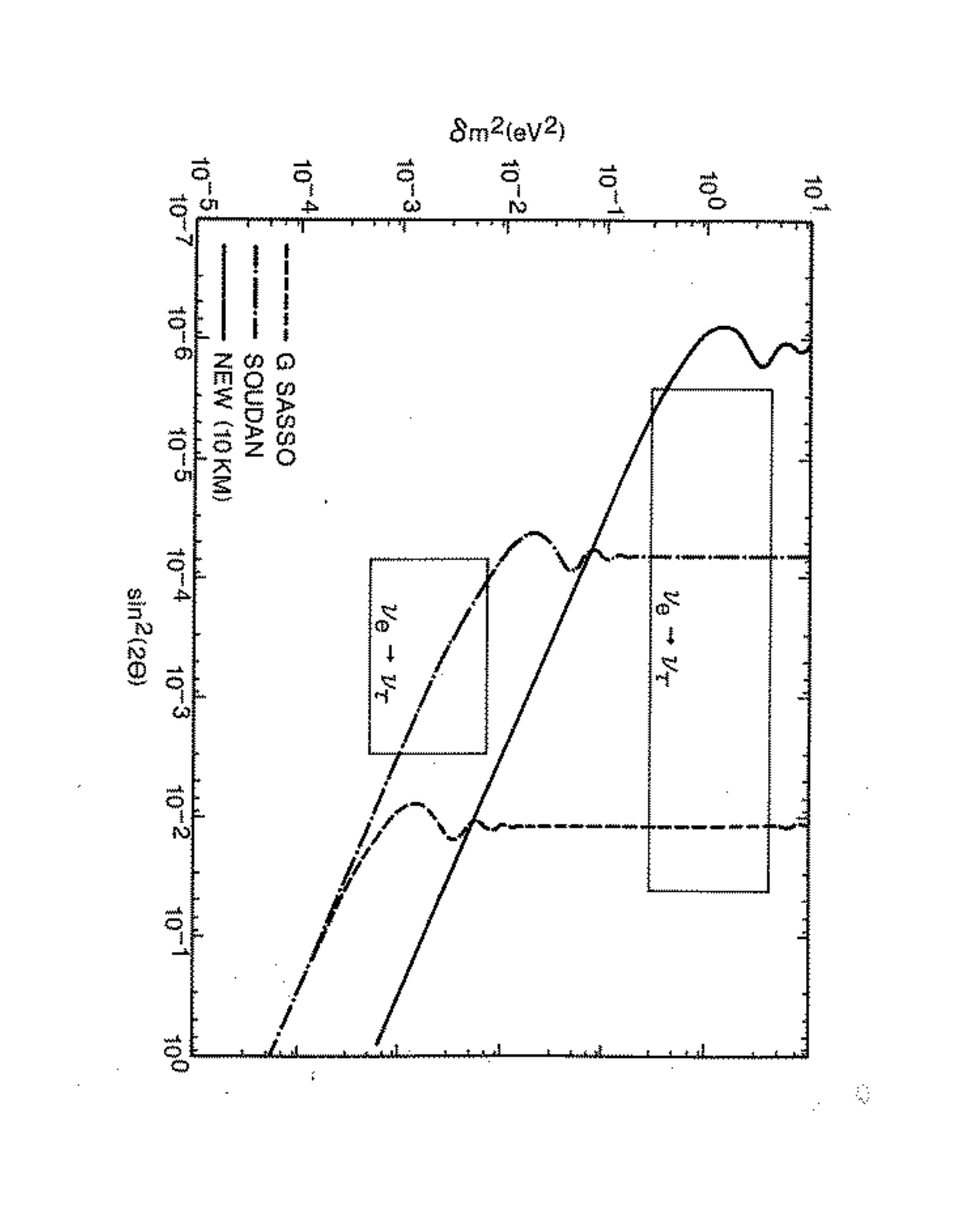$\delta m^2 (eV^2)$

$10^{1}$

$10^{0}$

$10^{-1}$

$10^{-2}$

$10^{-3}$

$10^{-4}$

$10^{-5}$

$10^{-7}$

$10^{-6}$

$10^{-5}$

$10^{-4}$

$10^{-3}$

$10^{-2}$

$10^{-1}$

$10^{0}$

$\sin^2(2\Theta)$

G SASSO

SOUDAN

NEW (10 KM)

$\nu_e \to \nu_\tau$

$\nu_e \to \nu_\tau$